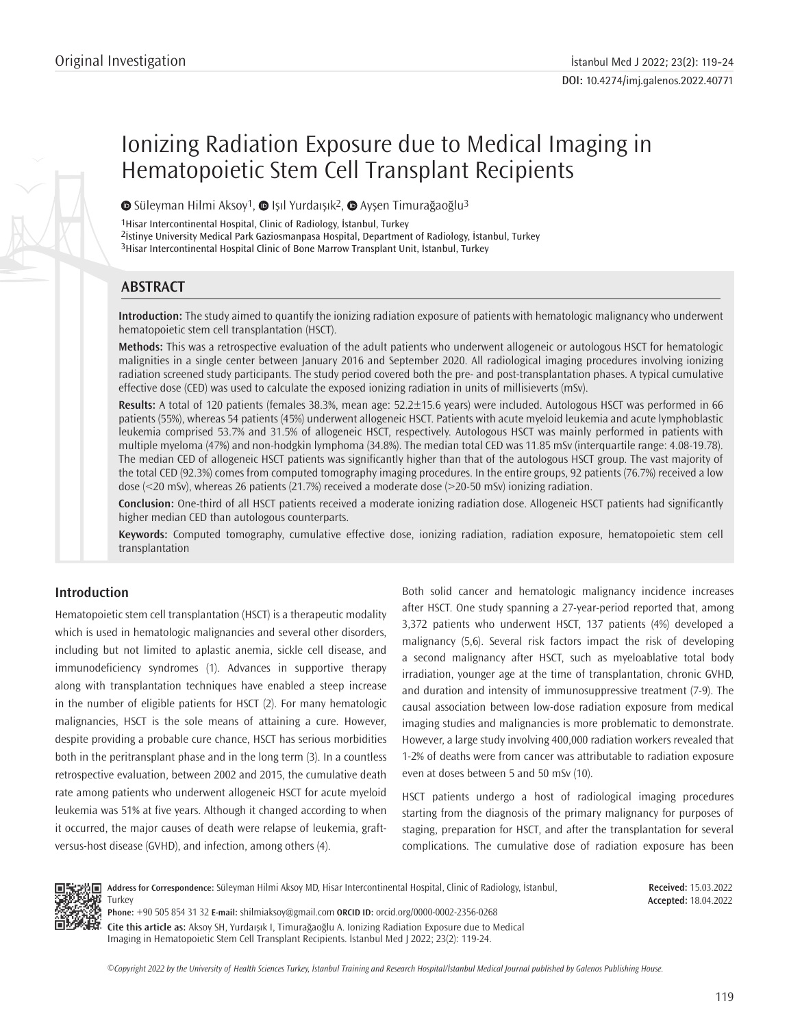Original Investigation

DOI: 10.4274/imj.galenos.2022.40771

# Ionizing Radiation Exposure due to Medical Imaging in Hematopoietic Stem Cell Transplant Recipients

Süleyman Hilmi Aksoy[1], Işıl Yurdaışık[2], Ayşen Timurağaoğlu[3]

[1]Hisar Intercontinental Hospital, Clinic of Radiology, İstanbul, Turkey
[2]İstinye University Medical Park Gaziosmanpasa Hospital, Department of Radiology, İstanbul, Turkey
[3]Hisar Intercontinental Hospital Clinic of Bone Marrow Transplant Unit, İstanbul, Turkey

## ABSTRACT

**Introduction:** The study aimed to quantify the ionizing radiation exposure of patients with hematologic malignancy who underwent hematopoietic stem cell transplantation (HSCT).

**Methods:** This was a retrospective evaluation of the adult patients who underwent allogeneic or autologous HSCT for hematologic malignities in a single center between January 2016 and September 2020. All radiological imaging procedures involving ionizing radiation screened study participants. The study period covered both the pre- and post-transplantation phases. A typical cumulative effective dose (CED) was used to calculate the exposed ionizing radiation in units of millisieverts (mSv).

**Results:** A total of 120 patients (females 38.3%, mean age: 52.2±15.6 years) were included. Autologous HSCT was performed in 66 patients (55%), whereas 54 patients (45%) underwent allogeneic HSCT. Patients with acute myeloid leukemia and acute lymphoblastic leukemia comprised 53.7% and 31.5% of allogeneic HSCT, respectively. Autologous HSCT was mainly performed in patients with multiple myeloma (47%) and non-hodgkin lymphoma (34.8%). The median total CED was 11.85 mSv (interquartile range: 4.08-19.78). The median CED of allogeneic HSCT patients was significantly higher than that of the autologous HSCT group. The vast majority of the total CED (92.3%) comes from computed tomography imaging procedures. In the entire groups, 92 patients (76.7%) received a low dose (<20 mSv), whereas 26 patients (21.7%) received a moderate dose (>20-50 mSv) ionizing radiation.

**Conclusion:** One-third of all HSCT patients received a moderate ionizing radiation dose. Allogeneic HSCT patients had significantly higher median CED than autologous counterparts.

**Keywords:** Computed tomography, cumulative effective dose, ionizing radiation, radiation exposure, hematopoietic stem cell transplantation

## Introduction

Hematopoietic stem cell transplantation (HSCT) is a therapeutic modality which is used in hematologic malignancies and several other disorders, including but not limited to aplastic anemia, sickle cell disease, and immunodeficiency syndromes (1). Advances in supportive therapy along with transplantation techniques have enabled a steep increase in the number of eligible patients for HSCT (2). For many hematologic malignancies, HSCT is the sole means of attaining a cure. However, despite providing a probable cure chance, HSCT has serious morbidities both in the peritransplant phase and in the long term (3). In a countless retrospective evaluation, between 2002 and 2015, the cumulative death rate among patients who underwent allogeneic HSCT for acute myeloid leukemia was 51% at five years. Although it changed according to when it occurred, the major causes of death were relapse of leukemia, graft-versus-host disease (GVHD), and infection, among others (4).

Both solid cancer and hematologic malignancy incidence increases after HSCT. One study spanning a 27-year-period reported that, among 3,372 patients who underwent HSCT, 137 patients (4%) developed a malignancy (5,6). Several risk factors impact the risk of developing a second malignancy after HSCT, such as myeloablative total body irradiation, younger age at the time of transplantation, chronic GVHD, and duration and intensity of immunosuppressive treatment (7-9). The causal association between low-dose radiation exposure from medical imaging studies and malignancies is more problematic to demonstrate. However, a large study involving 400,000 radiation workers revealed that 1-2% of deaths were from cancer was attributable to radiation exposure even at doses between 5 and 50 mSv (10).

HSCT patients undergo a host of radiological imaging procedures starting from the diagnosis of the primary malignancy for purposes of staging, preparation for HSCT, and after the transplantation for several complications. The cumulative dose of radiation exposure has been

**Address for Correspondence:** Süleyman Hilmi Aksoy MD, Hisar Intercontinental Hospital, Clinic of Radiology, İstanbul, Turkey
**Phone:** +90 505 854 31 32 **E-mail:** shilmiaksoy@gmail.com **ORCID ID:** orcid.org/0000-0002-2356-0268

**Received:** 15.03.2022
**Accepted:** 18.04.2022

**Cite this article as:** Aksoy SH, Yurdaışık I, Timurağaoğlu A. Ionizing Radiation Exposure due to Medical Imaging in Hematopoietic Stem Cell Transplant Recipients. İstanbul Med J 2022; 23(2): 119-24.

*©Copyright 2022 by the University of Health Sciences Turkey, İstanbul Training and Research Hospital/İstanbul Medical Journal published by Galenos Publishing House.*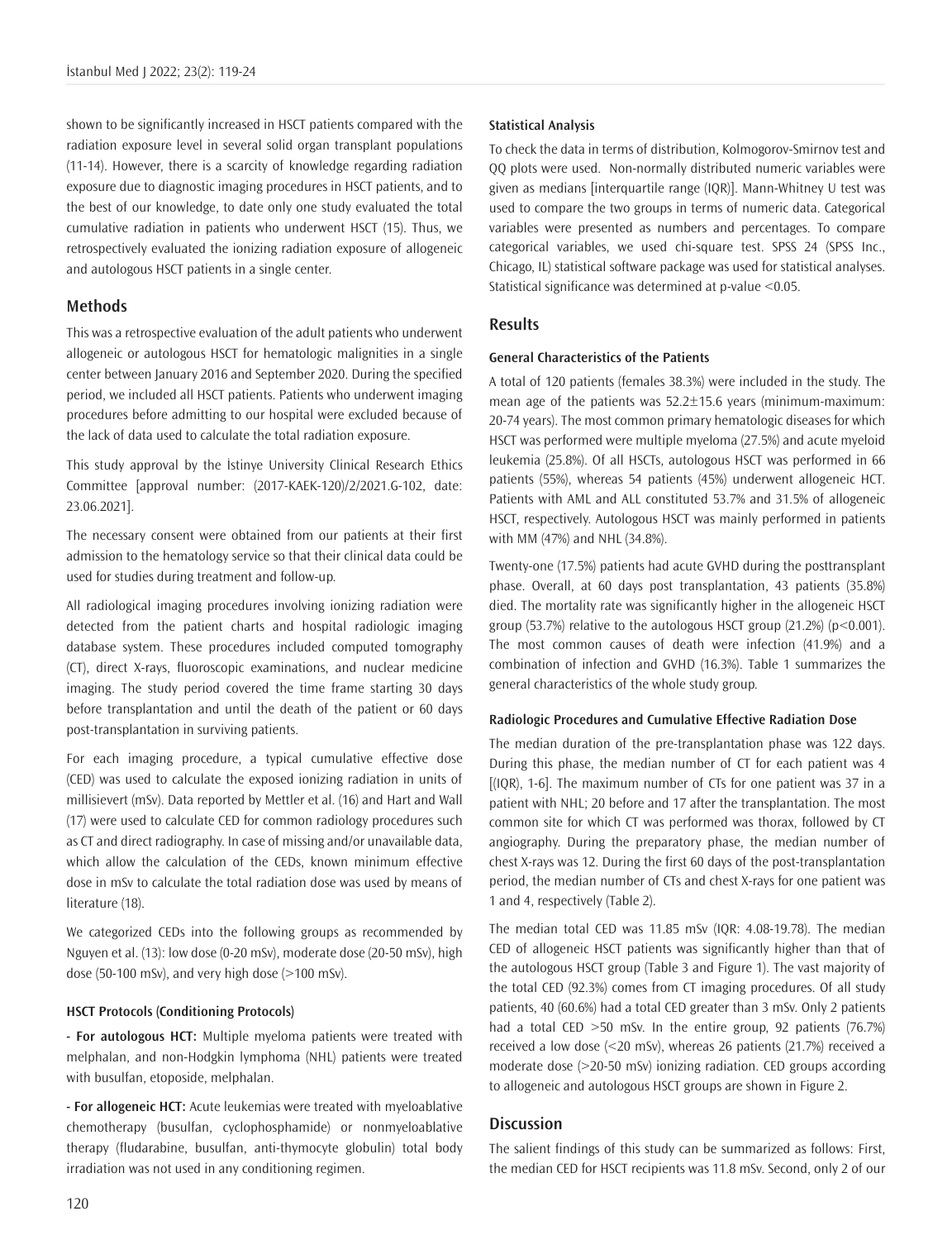shown to be significantly increased in HSCT patients compared with the radiation exposure level in several solid organ transplant populations (11-14). However, there is a scarcity of knowledge regarding radiation exposure due to diagnostic imaging procedures in HSCT patients, and to the best of our knowledge, to date only one study evaluated the total cumulative radiation in patients who underwent HSCT (15). Thus, we retrospectively evaluated the ionizing radiation exposure of allogeneic and autologous HSCT patients in a single center.

## Methods

This was a retrospective evaluation of the adult patients who underwent allogeneic or autologous HSCT for hematologic malignities in a single center between January 2016 and September 2020. During the specified period, we included all HSCT patients. Patients who underwent imaging procedures before admitting to our hospital were excluded because of the lack of data used to calculate the total radiation exposure.

This study approval by the İstinye University Clinical Research Ethics Committee [approval number: (2017-KAEK-120)/2/2021.G-102, date: 23.06.2021].

The necessary consent were obtained from our patients at their first admission to the hematology service so that their clinical data could be used for studies during treatment and follow-up.

All radiological imaging procedures involving ionizing radiation were detected from the patient charts and hospital radiologic imaging database system. These procedures included computed tomography (CT), direct X-rays, fluoroscopic examinations, and nuclear medicine imaging. The study period covered the time frame starting 30 days before transplantation and until the death of the patient or 60 days post-transplantation in surviving patients.

For each imaging procedure, a typical cumulative effective dose (CED) was used to calculate the exposed ionizing radiation in units of millisievert (mSv). Data reported by Mettler et al. (16) and Hart and Wall (17) were used to calculate CED for common radiology procedures such as CT and direct radiography. In case of missing and/or unavailable data, which allow the calculation of the CEDs, known minimum effective dose in mSv to calculate the total radiation dose was used by means of literature (18).

We categorized CEDs into the following groups as recommended by Nguyen et al. (13): low dose (0-20 mSv), moderate dose (20-50 mSv), high dose (50-100 mSv), and very high dose (>100 mSv).

### HSCT Protocols (Conditioning Protocols)

**- For autologous HCT:** Multiple myeloma patients were treated with melphalan, and non-Hodgkin lymphoma (NHL) patients were treated with busulfan, etoposide, melphalan.

**- For allogeneic HCT:** Acute leukemias were treated with myeloablative chemotherapy (busulfan, cyclophosphamide) or nonmyeloablative therapy (fludarabine, busulfan, anti-thymocyte globulin) total body irradiation was not used in any conditioning regimen.

### Statistical Analysis

To check the data in terms of distribution, Kolmogorov-Smirnov test and QQ plots were used. Non-normally distributed numeric variables were given as medians [interquartile range (IQR)]. Mann-Whitney U test was used to compare the two groups in terms of numeric data. Categorical variables were presented as numbers and percentages. To compare categorical variables, we used chi-square test. SPSS 24 (SPSS Inc., Chicago, IL) statistical software package was used for statistical analyses. Statistical significance was determined at p-value <0.05.

## Results

### General Characteristics of the Patients

A total of 120 patients (females 38.3%) were included in the study. The mean age of the patients was 52.2±15.6 years (minimum-maximum: 20-74 years). The most common primary hematologic diseases for which HSCT was performed were multiple myeloma (27.5%) and acute myeloid leukemia (25.8%). Of all HSCTs, autologous HSCT was performed in 66 patients (55%), whereas 54 patients (45%) underwent allogeneic HCT. Patients with AML and ALL constituted 53.7% and 31.5% of allogeneic HSCT, respectively. Autologous HSCT was mainly performed in patients with MM (47%) and NHL (34.8%).

Twenty-one (17.5%) patients had acute GVHD during the posttransplant phase. Overall, at 60 days post transplantation, 43 patients (35.8%) died. The mortality rate was significantly higher in the allogeneic HSCT group (53.7%) relative to the autologous HSCT group (21.2%) (p<0.001). The most common causes of death were infection (41.9%) and a combination of infection and GVHD (16.3%). Table 1 summarizes the general characteristics of the whole study group.

### Radiologic Procedures and Cumulative Effective Radiation Dose

The median duration of the pre-transplantation phase was 122 days. During this phase, the median number of CT for each patient was 4 [(IQR), 1-6]. The maximum number of CTs for one patient was 37 in a patient with NHL; 20 before and 17 after the transplantation. The most common site for which CT was performed was thorax, followed by CT angiography. During the preparatory phase, the median number of chest X-rays was 12. During the first 60 days of the post-transplantation period, the median number of CTs and chest X-rays for one patient was 1 and 4, respectively (Table 2).

The median total CED was 11.85 mSv (IQR: 4.08-19.78). The median CED of allogeneic HSCT patients was significantly higher than that of the autologous HSCT group (Table 3 and Figure 1). The vast majority of the total CED (92.3%) comes from CT imaging procedures. Of all study patients, 40 (60.6%) had a total CED greater than 3 mSv. Only 2 patients had a total CED >50 mSv. In the entire group, 92 patients (76.7%) received a low dose (<20 mSv), whereas 26 patients (21.7%) received a moderate dose (>20-50 mSv) ionizing radiation. CED groups according to allogeneic and autologous HSCT groups are shown in Figure 2.

## Discussion

The salient findings of this study can be summarized as follows: First, the median CED for HSCT recipients was 11.8 mSv. Second, only 2 of our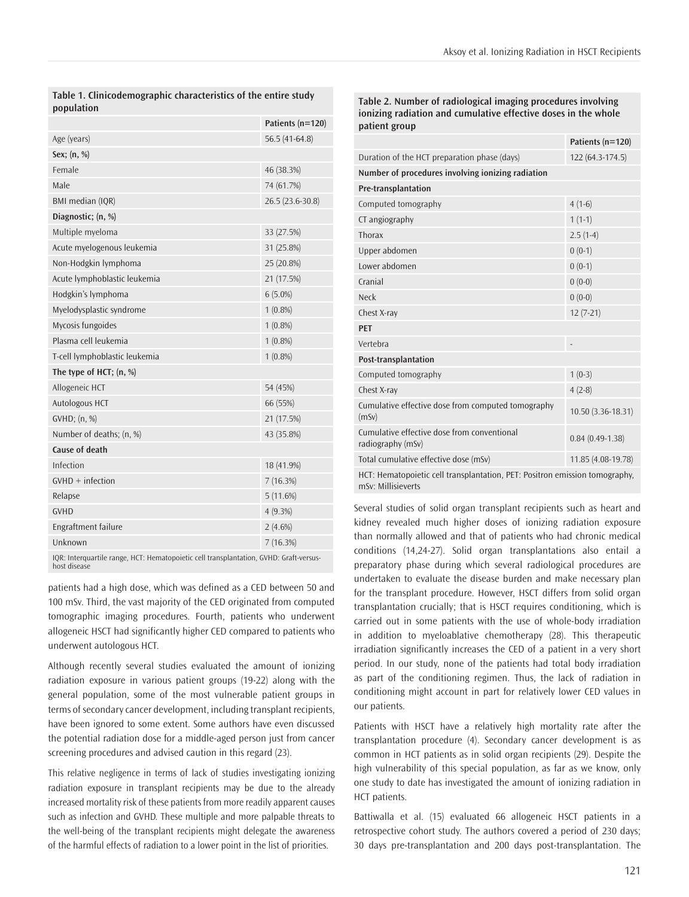**Table 1. Clinicodemographic characteristics of the entire study population**

| | Patients (n=120) |
|---|---|
| Age (years) | 56.5 (41-64.8) |
| **Sex; (n, %)** | |
| Female | 46 (38.3%) |
| Male | 74 (61.7%) |
| BMI median (IQR) | 26.5 (23.6-30.8) |
| **Diagnostic; (n, %)** | |
| Multiple myeloma | 33 (27.5%) |
| Acute myelogenous leukemia | 31 (25.8%) |
| Non-Hodgkin lymphoma | 25 (20.8%) |
| Acute lymphoblastic leukemia | 21 (17.5%) |
| Hodgkin's lymphoma | 6 (5.0%) |
| Myelodysplastic syndrome | 1 (0.8%) |
| Mycosis fungoides | 1 (0.8%) |
| Plasma cell leukemia | 1 (0.8%) |
| T-cell lymphoblastic leukemia | 1 (0.8%) |
| **The type of HCT; (n, %)** | |
| Allogeneic HCT | 54 (45%) |
| Autologous HCT | 66 (55%) |
| GVHD; (n, %) | 21 (17.5%) |
| Number of deaths; (n, %) | 43 (35.8%) |
| **Cause of death** | |
| Infection | 18 (41.9%) |
| GVHD + infection | 7 (16.3%) |
| Relapse | 5 (11.6%) |
| GVHD | 4 (9.3%) |
| Engraftment failure | 2 (4.6%) |
| Unknown | 7 (16.3%) |

IQR: Interquartile range, HCT: Hematopoietic cell transplantation, GVHD: Graft-versus-host disease

**Table 2. Number of radiological imaging procedures involving ionizing radiation and cumulative effective doses in the whole patient group**

| | Patients (n=120) |
|---|---|
| Duration of the HCT preparation phase (days) | 122 (64.3-174.5) |
| **Number of procedures involving ionizing radiation** | |
| **Pre-transplantation** | |
| Computed tomography | 4 (1-6) |
| CT angiography | 1 (1-1) |
| Thorax | 2.5 (1-4) |
| Upper abdomen | 0 (0-1) |
| Lower abdomen | 0 (0-1) |
| Cranial | 0 (0-0) |
| Neck | 0 (0-0) |
| Chest X-ray | 12 (7-21) |
| **PET** | |
| Vertebra | - |
| **Post-transplantation** | |
| Computed tomography | 1 (0-3) |
| Chest X-ray | 4 (2-8) |
| Cumulative effective dose from computed tomography (mSv) | 10.50 (3.36-18.31) |
| Cumulative effective dose from conventional radiography (mSv) | 0.84 (0.49-1.38) |
| Total cumulative effective dose (mSv) | 11.85 (4.08-19.78) |

HCT: Hematopoietic cell transplantation, PET: Positron emission tomography, mSv: Millisieverts

patients had a high dose, which was defined as a CED between 50 and 100 mSv. Third, the vast majority of the CED originated from computed tomographic imaging procedures. Fourth, patients who underwent allogeneic HSCT had significantly higher CED compared to patients who underwent autologous HCT.

Although recently several studies evaluated the amount of ionizing radiation exposure in various patient groups (19-22) along with the general population, some of the most vulnerable patient groups in terms of secondary cancer development, including transplant recipients, have been ignored to some extent. Some authors have even discussed the potential radiation dose for a middle-aged person just from cancer screening procedures and advised caution in this regard (23).

This relative negligence in terms of lack of studies investigating ionizing radiation exposure in transplant recipients may be due to the already increased mortality risk of these patients from more readily apparent causes such as infection and GVHD. These multiple and more palpable threats to the well-being of the transplant recipients might delegate the awareness of the harmful effects of radiation to a lower point in the list of priorities.

Several studies of solid organ transplant recipients such as heart and kidney revealed much higher doses of ionizing radiation exposure than normally allowed and that of patients who had chronic medical conditions (14,24-27). Solid organ transplantations also entail a preparatory phase during which several radiological procedures are undertaken to evaluate the disease burden and make necessary plan for the transplant procedure. However, HSCT differs from solid organ transplantation crucially; that is HSCT requires conditioning, which is carried out in some patients with the use of whole-body irradiation in addition to myeloablative chemotherapy (28). This therapeutic irradiation significantly increases the CED of a patient in a very short period. In our study, none of the patients had total body irradiation as part of the conditioning regimen. Thus, the lack of radiation in conditioning might account in part for relatively lower CED values in our patients.

Patients with HSCT have a relatively high mortality rate after the transplantation procedure (4). Secondary cancer development is as common in HCT patients as in solid organ recipients (29). Despite the high vulnerability of this special population, as far as we know, only one study to date has investigated the amount of ionizing radiation in HCT patients.

Battiwalla et al. (15) evaluated 66 allogeneic HSCT patients in a retrospective cohort study. The authors covered a period of 230 days; 30 days pre-transplantation and 200 days post-transplantation. The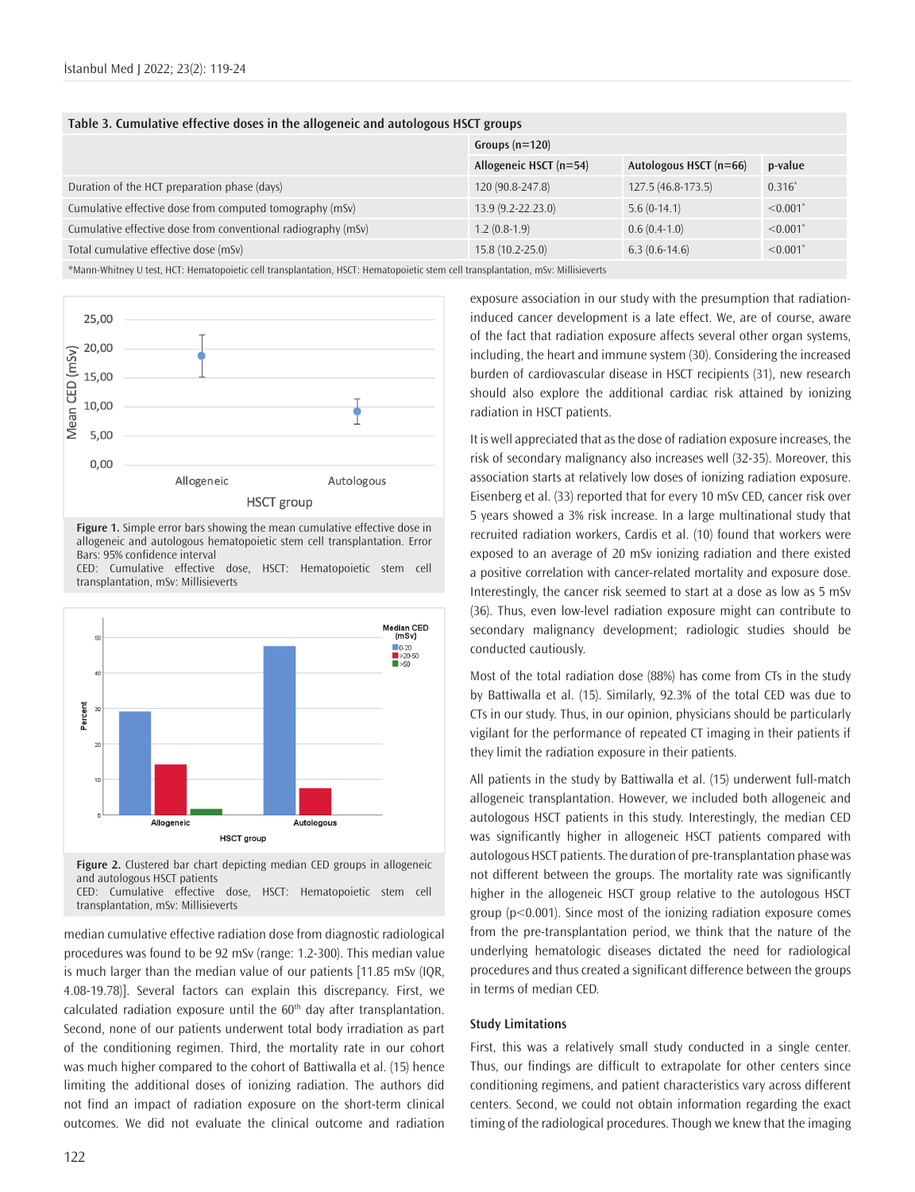**Table 3. Cumulative effective doses in the allogeneic and autologous HSCT groups**

| | Groups (n=120) | | |
|---|---|---|---|
| | Allogeneic HSCT (n=54) | Autologous HSCT (n=66) | p-value |
| Duration of the HCT preparation phase (days) | 120 (90.8-247.8) | 127.5 (46.8-173.5) | 0.316* |
| Cumulative effective dose from computed tomography (mSv) | 13.9 (9.2-22.23.0) | 5.6 (0-14.1) | <0.001* |
| Cumulative effective dose from conventional radiography (mSv) | 1.2 (0.8-1.9) | 0.6 (0.4-1.0) | <0.001* |
| Total cumulative effective dose (mSv) | 15.8 (10.2-25.0) | 6.3 (0.6-14.6) | <0.001* |

*Mann-Whitney U test, HCT: Hematopoietic cell transplantation, HSCT: Hematopoietic stem cell transplantation, mSv: Millisieverts

**Figure 1.** Simple error bars showing the mean cumulative effective dose in allogeneic and autologous hematopoietic stem cell transplantation. Error Bars: 95% confidence interval
CED: Cumulative effective dose, HSCT: Hematopoietic stem cell transplantation, mSv: Millisieverts

**Figure 2.** Clustered bar chart depicting median CED groups in allogeneic and autologous HSCT patients
CED: Cumulative effective dose, HSCT: Hematopoietic stem cell transplantation, mSv: Millisieverts

median cumulative effective radiation dose from diagnostic radiological procedures was found to be 92 mSv (range: 1.2-300). This median value is much larger than the median value of our patients [11.85 mSv (IQR, 4.08-19.78)]. Several factors can explain this discrepancy. First, we calculated radiation exposure until the 60th day after transplantation. Second, none of our patients underwent total body irradiation as part of the conditioning regimen. Third, the mortality rate in our cohort was much higher compared to the cohort of Battiwalla et al. (15) hence limiting the additional doses of ionizing radiation. The authors did not find an impact of radiation exposure on the short-term clinical outcomes. We did not evaluate the clinical outcome and radiation exposure association in our study with the presumption that radiation-induced cancer development is a late effect. We, are of course, aware of the fact that radiation exposure affects several other organ systems, including, the heart and immune system (30). Considering the increased burden of cardiovascular disease in HSCT recipients (31), new research should also explore the additional cardiac risk attained by ionizing radiation in HSCT patients.

It is well appreciated that as the dose of radiation exposure increases, the risk of secondary malignancy also increases well (32-35). Moreover, this association starts at relatively low doses of ionizing radiation exposure. Eisenberg et al. (33) reported that for every 10 mSv CED, cancer risk over 5 years showed a 3% risk increase. In a large multinational study that recruited radiation workers, Cardis et al. (10) found that workers were exposed to an average of 20 mSv ionizing radiation and there existed a positive correlation with cancer-related mortality and exposure dose. Interestingly, the cancer risk seemed to start at a dose as low as 5 mSv (36). Thus, even low-level radiation exposure might can contribute to secondary malignancy development; radiologic studies should be conducted cautiously.

Most of the total radiation dose (88%) has come from CTs in the study by Battiwalla et al. (15). Similarly, 92.3% of the total CED was due to CTs in our study. Thus, in our opinion, physicians should be particularly vigilant for the performance of repeated CT imaging in their patients if they limit the radiation exposure in their patients.

All patients in the study by Battiwalla et al. (15) underwent full-match allogeneic transplantation. However, we included both allogeneic and autologous HSCT patients in this study. Interestingly, the median CED was significantly higher in allogeneic HSCT patients compared with autologous HSCT patients. The duration of pre-transplantation phase was not different between the groups. The mortality rate was significantly higher in the allogeneic HSCT group relative to the autologous HSCT group ($p<0.001$). Since most of the ionizing radiation exposure comes from the pre-transplantation period, we think that the nature of the underlying hematologic diseases dictated the need for radiological procedures and thus created a significant difference between the groups in terms of median CED.

### Study Limitations

First, this was a relatively small study conducted in a single center. Thus, our findings are difficult to extrapolate for other centers since conditioning regimens, and patient characteristics vary across different centers. Second, we could not obtain information regarding the exact timing of the radiological procedures. Though we knew that the imaging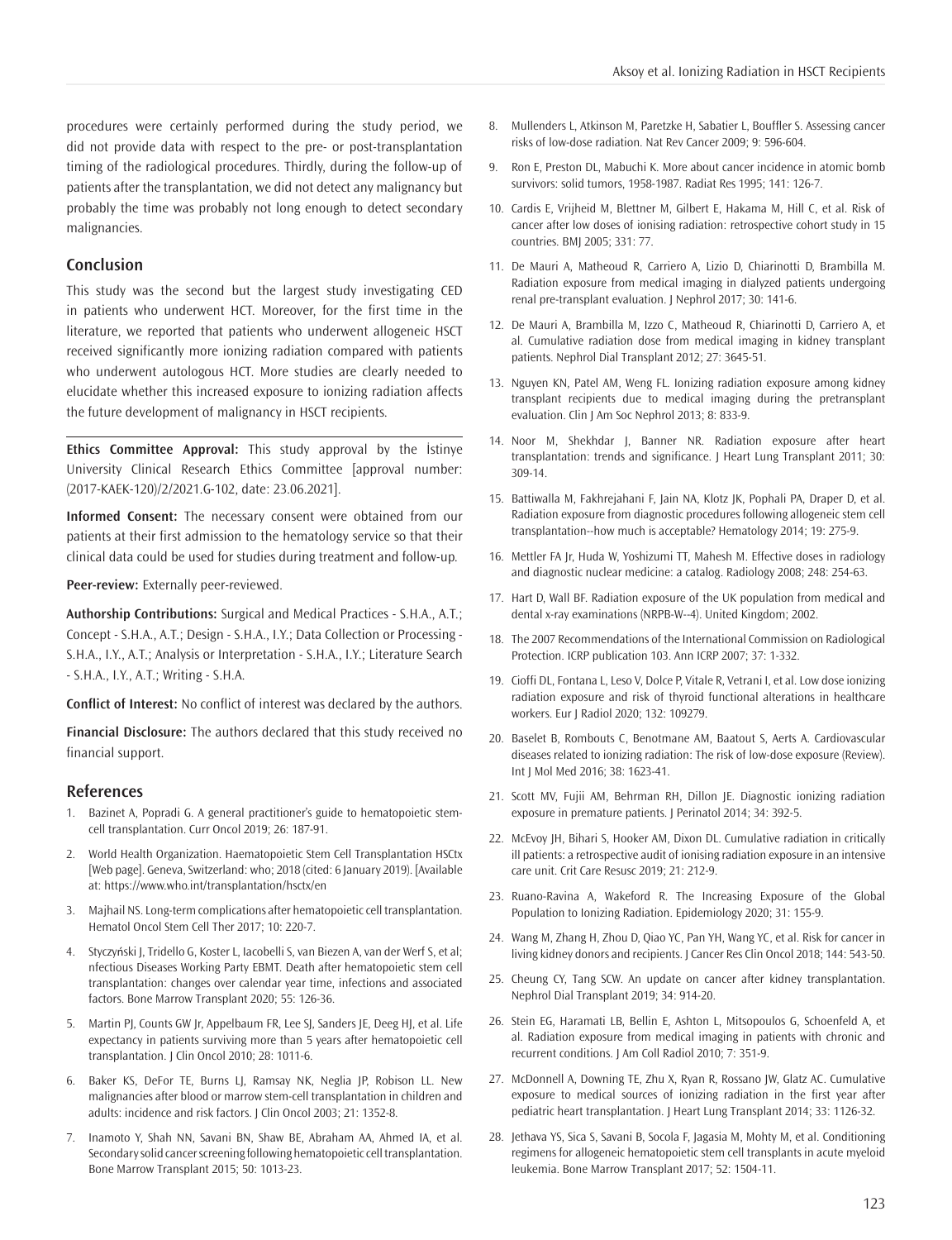procedures were certainly performed during the study period, we did not provide data with respect to the pre- or post-transplantation timing of the radiological procedures. Thirdly, during the follow-up of patients after the transplantation, we did not detect any malignancy but probably the time was probably not long enough to detect secondary malignancies.

## Conclusion

This study was the second but the largest study investigating CED in patients who underwent HCT. Moreover, for the first time in the literature, we reported that patients who underwent allogeneic HSCT received significantly more ionizing radiation compared with patients who underwent autologous HCT. More studies are clearly needed to elucidate whether this increased exposure to ionizing radiation affects the future development of malignancy in HSCT recipients.

---

**Ethics Committee Approval:** This study approval by the İstinye University Clinical Research Ethics Committee [approval number: (2017-KAEK-120)/2/2021.G-102, date: 23.06.2021].

**Informed Consent:** The necessary consent were obtained from our patients at their first admission to the hematology service so that their clinical data could be used for studies during treatment and follow-up.

**Peer-review:** Externally peer-reviewed.

**Authorship Contributions:** Surgical and Medical Practices - S.H.A., A.T.; Concept - S.H.A., A.T.; Design - S.H.A., I.Y.; Data Collection or Processing - S.H.A., I.Y., A.T.; Analysis or Interpretation - S.H.A., I.Y.; Literature Search - S.H.A., I.Y., A.T.; Writing - S.H.A.

**Conflict of Interest:** No conflict of interest was declared by the authors.

**Financial Disclosure:** The authors declared that this study received no financial support.

## References

1. Bazinet A, Popradi G. A general practitioner's guide to hematopoietic stem-cell transplantation. Curr Oncol 2019; 26: 187-91.
2. World Health Organization. Haematopoietic Stem Cell Transplantation HSCtx [Web page]. Geneva, Switzerland: who; 2018 (cited: 6 January 2019). [Available at: https://www.who.int/transplantation/hsctx/en
3. Majhail NS. Long-term complications after hematopoietic cell transplantation. Hematol Oncol Stem Cell Ther 2017; 10: 220-7.
4. Styczyński J, Tridello G, Koster L, Iacobelli S, van Biezen A, van der Werf S, et al; nfectious Diseases Working Party EBMT. Death after hematopoietic stem cell transplantation: changes over calendar year time, infections and associated factors. Bone Marrow Transplant 2020; 55: 126-36.
5. Martin PJ, Counts GW Jr, Appelbaum FR, Lee SJ, Sanders JE, Deeg HJ, et al. Life expectancy in patients surviving more than 5 years after hematopoietic cell transplantation. J Clin Oncol 2010; 28: 1011-6.
6. Baker KS, DeFor TE, Burns LJ, Ramsay NK, Neglia JP, Robison LL. New malignancies after blood or marrow stem-cell transplantation in children and adults: incidence and risk factors. J Clin Oncol 2003; 21: 1352-8.
7. Inamoto Y, Shah NN, Savani BN, Shaw BE, Abraham AA, Ahmed IA, et al. Secondary solid cancer screening following hematopoietic cell transplantation. Bone Marrow Transplant 2015; 50: 1013-23.
8. Mullenders L, Atkinson M, Paretzke H, Sabatier L, Bouffler S. Assessing cancer risks of low-dose radiation. Nat Rev Cancer 2009; 9: 596-604.
9. Ron E, Preston DL, Mabuchi K. More about cancer incidence in atomic bomb survivors: solid tumors, 1958-1987. Radiat Res 1995; 141: 126-7.
10. Cardis E, Vrijheid M, Blettner M, Gilbert E, Hakama M, Hill C, et al. Risk of cancer after low doses of ionising radiation: retrospective cohort study in 15 countries. BMJ 2005; 331: 77.
11. De Mauri A, Matheoud R, Carriero A, Lizio D, Chiarinotti D, Brambilla M. Radiation exposure from medical imaging in dialyzed patients undergoing renal pre-transplant evaluation. J Nephrol 2017; 30: 141-6.
12. De Mauri A, Brambilla M, Izzo C, Matheoud R, Chiarinotti D, Carriero A, et al. Cumulative radiation dose from medical imaging in kidney transplant patients. Nephrol Dial Transplant 2012; 27: 3645-51.
13. Nguyen KN, Patel AM, Weng FL. Ionizing radiation exposure among kidney transplant recipients due to medical imaging during the pretransplant evaluation. Clin J Am Soc Nephrol 2013; 8: 833-9.
14. Noor M, Shekhdar J, Banner NR. Radiation exposure after heart transplantation: trends and significance. J Heart Lung Transplant 2011; 30: 309-14.
15. Battiwalla M, Fakhrejahani F, Jain NA, Klotz JK, Pophali PA, Draper D, et al. Radiation exposure from diagnostic procedures following allogeneic stem cell transplantation--how much is acceptable? Hematology 2014; 19: 275-9.
16. Mettler FA Jr, Huda W, Yoshizumi TT, Mahesh M. Effective doses in radiology and diagnostic nuclear medicine: a catalog. Radiology 2008; 248: 254-63.
17. Hart D, Wall BF. Radiation exposure of the UK population from medical and dental x-ray examinations (NRPB-W--4). United Kingdom; 2002.
18. The 2007 Recommendations of the International Commission on Radiological Protection. ICRP publication 103. Ann ICRP 2007; 37: 1-332.
19. Cioffi DL, Fontana L, Leso V, Dolce P, Vitale R, Vetrani I, et al. Low dose ionizing radiation exposure and risk of thyroid functional alterations in healthcare workers. Eur J Radiol 2020; 132: 109279.
20. Baselet B, Rombouts C, Benotmane AM, Baatout S, Aerts A. Cardiovascular diseases related to ionizing radiation: The risk of low-dose exposure (Review). Int J Mol Med 2016; 38: 1623-41.
21. Scott MV, Fujii AM, Behrman RH, Dillon JE. Diagnostic ionizing radiation exposure in premature patients. J Perinatol 2014; 34: 392-5.
22. McEvoy JH, Bihari S, Hooker AM, Dixon DL. Cumulative radiation in critically ill patients: a retrospective audit of ionising radiation exposure in an intensive care unit. Crit Care Resusc 2019; 21: 212-9.
23. Ruano-Ravina A, Wakeford R. The Increasing Exposure of the Global Population to Ionizing Radiation. Epidemiology 2020; 31: 155-9.
24. Wang M, Zhang H, Zhou D, Qiao YC, Pan YH, Wang YC, et al. Risk for cancer in living kidney donors and recipients. J Cancer Res Clin Oncol 2018; 144: 543-50.
25. Cheung CY, Tang SCW. An update on cancer after kidney transplantation. Nephrol Dial Transplant 2019; 34: 914-20.
26. Stein EG, Haramati LB, Bellin E, Ashton L, Mitsopoulos G, Schoenfeld A, et al. Radiation exposure from medical imaging in patients with chronic and recurrent conditions. J Am Coll Radiol 2010; 7: 351-9.
27. McDonnell A, Downing TE, Zhu X, Ryan R, Rossano JW, Glatz AC. Cumulative exposure to medical sources of ionizing radiation in the first year after pediatric heart transplantation. J Heart Lung Transplant 2014; 33: 1126-32.
28. Jethava YS, Sica S, Savani B, Socola F, Jagasia M, Mohty M, et al. Conditioning regimens for allogeneic hematopoietic stem cell transplants in acute myeloid leukemia. Bone Marrow Transplant 2017; 52: 1504-11.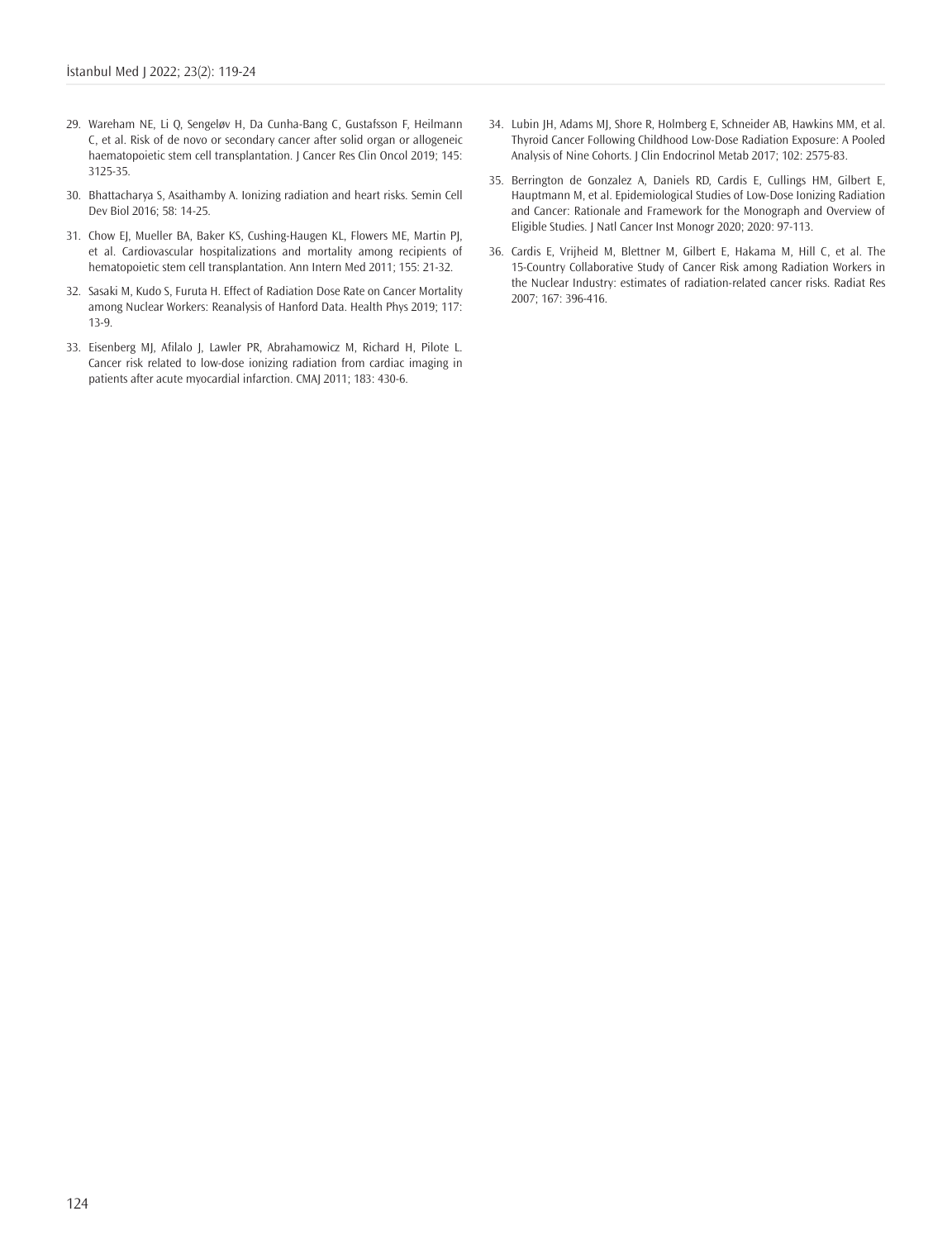29. Wareham NE, Li Q, Sengeløv H, Da Cunha-Bang C, Gustafsson F, Heilmann C, et al. Risk of de novo or secondary cancer after solid organ or allogeneic haematopoietic stem cell transplantation. J Cancer Res Clin Oncol 2019; 145: 3125-35.
30. Bhattacharya S, Asaithamby A. Ionizing radiation and heart risks. Semin Cell Dev Biol 2016; 58: 14-25.
31. Chow EJ, Mueller BA, Baker KS, Cushing-Haugen KL, Flowers ME, Martin PJ, et al. Cardiovascular hospitalizations and mortality among recipients of hematopoietic stem cell transplantation. Ann Intern Med 2011; 155: 21-32.
32. Sasaki M, Kudo S, Furuta H. Effect of Radiation Dose Rate on Cancer Mortality among Nuclear Workers: Reanalysis of Hanford Data. Health Phys 2019; 117: 13-9.
33. Eisenberg MJ, Afilalo J, Lawler PR, Abrahamowicz M, Richard H, Pilote L. Cancer risk related to low-dose ionizing radiation from cardiac imaging in patients after acute myocardial infarction. CMAJ 2011; 183: 430-6.
34. Lubin JH, Adams MJ, Shore R, Holmberg E, Schneider AB, Hawkins MM, et al. Thyroid Cancer Following Childhood Low-Dose Radiation Exposure: A Pooled Analysis of Nine Cohorts. J Clin Endocrinol Metab 2017; 102: 2575-83.
35. Berrington de Gonzalez A, Daniels RD, Cardis E, Cullings HM, Gilbert E, Hauptmann M, et al. Epidemiological Studies of Low-Dose Ionizing Radiation and Cancer: Rationale and Framework for the Monograph and Overview of Eligible Studies. J Natl Cancer Inst Monogr 2020; 2020: 97-113.
36. Cardis E, Vrijheid M, Blettner M, Gilbert E, Hakama M, Hill C, et al. The 15-Country Collaborative Study of Cancer Risk among Radiation Workers in the Nuclear Industry: estimates of radiation-related cancer risks. Radiat Res 2007; 167: 396-416.